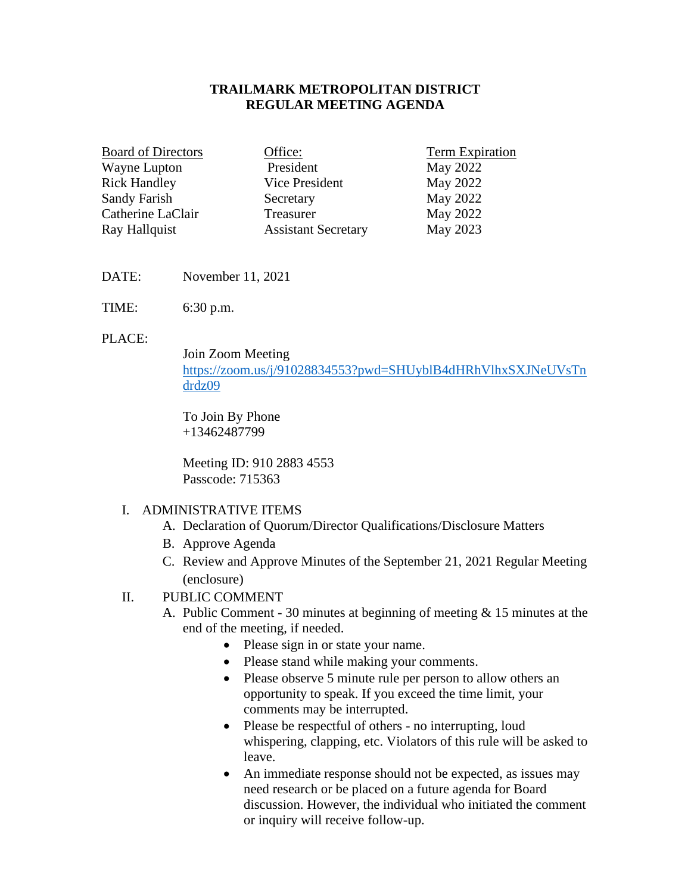# TRAILMARK METROPOLITAN DISTRICT
## REGULAR MEETING AGENDA

| Board of Directors | Office: | Term Expiration |
|---|---|---|
| Wayne Lupton | President | May 2022 |
| Rick Handley | Vice President | May 2022 |
| Sandy Farish | Secretary | May 2022 |
| Catherine LaClair | Treasurer | May 2022 |
| Ray Hallquist | Assistant Secretary | May 2023 |

DATE: November 11, 2021

TIME: 6:30 p.m.

PLACE:

Join Zoom Meeting
https://zoom.us/j/91028834553?pwd=SHUyblB4dHRhVlhxSXJNeUVsTndrdz09

To Join By Phone
+13462487799

Meeting ID: 910 2883 4553
Passcode: 715363

I. ADMINISTRATIVE ITEMS
   A. Declaration of Quorum/Director Qualifications/Disclosure Matters
   B. Approve Agenda
   C. Review and Approve Minutes of the September 21, 2021 Regular Meeting (enclosure)

II. PUBLIC COMMENT
   A. Public Comment - 30 minutes at beginning of meeting & 15 minutes at the end of the meeting, if needed.
      - Please sign in or state your name.
      - Please stand while making your comments.
      - Please observe 5 minute rule per person to allow others an opportunity to speak. If you exceed the time limit, your comments may be interrupted.
      - Please be respectful of others - no interrupting, loud whispering, clapping, etc. Violators of this rule will be asked to leave.
      - An immediate response should not be expected, as issues may need research or be placed on a future agenda for Board discussion. However, the individual who initiated the comment or inquiry will receive follow-up.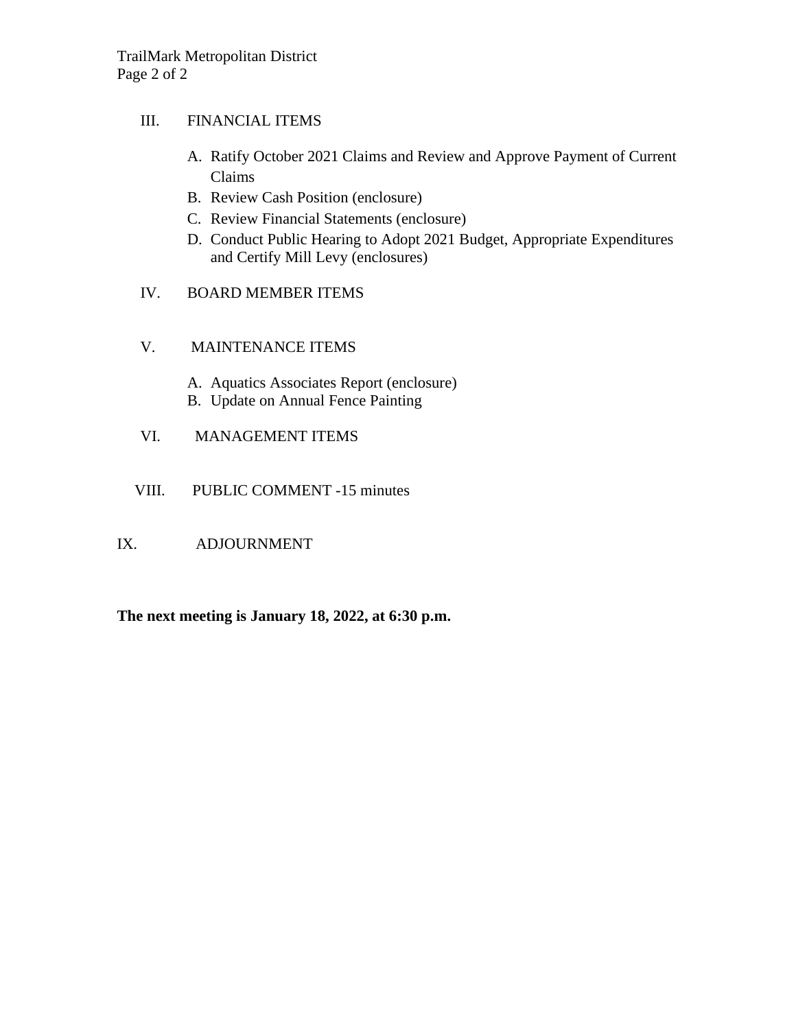III. FINANCIAL ITEMS

A. Ratify October 2021 Claims and Review and Approve Payment of Current Claims
B. Review Cash Position (enclosure)
C. Review Financial Statements (enclosure)
D. Conduct Public Hearing to Adopt 2021 Budget, Appropriate Expenditures and Certify Mill Levy (enclosures)

IV. BOARD MEMBER ITEMS

V. MAINTENANCE ITEMS

A. Aquatics Associates Report (enclosure)
B. Update on Annual Fence Painting

VI. MANAGEMENT ITEMS

VIII. PUBLIC COMMENT -15 minutes

IX. ADJOURNMENT

**The next meeting is January 18, 2022, at 6:30 p.m.**